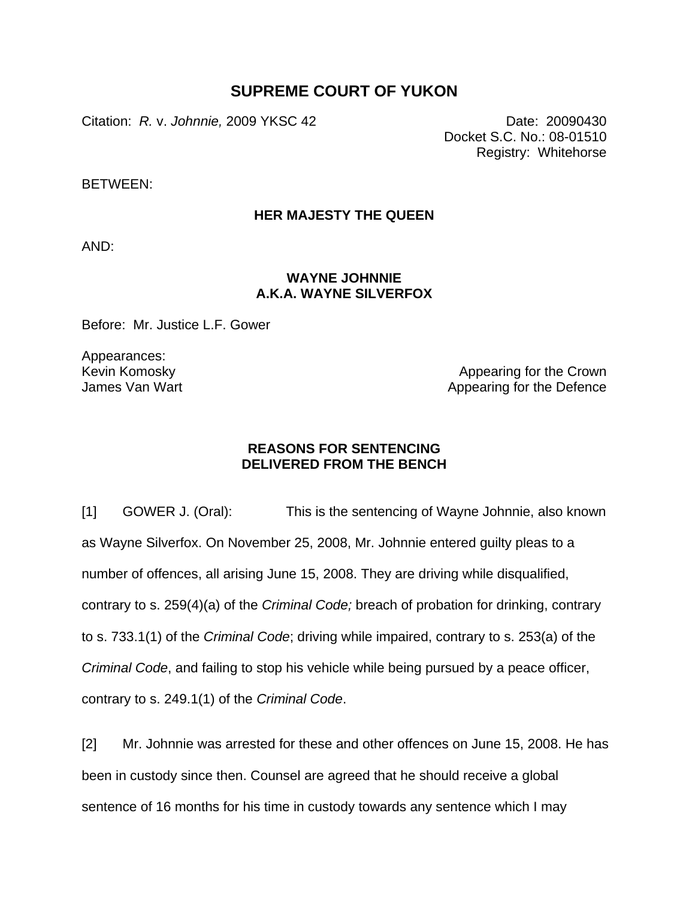# SUPREME COURT OF YUKON

Citation: *R.* v. *Johnnie,* 2009 YKSC 42

Date: 20090430
Docket S.C. No.: 08-01510
Registry: Whitehorse

BETWEEN:

**HER MAJESTY THE QUEEN**

AND:

**WAYNE JOHNNIE**
**A.K.A. WAYNE SILVERFOX**

Before: Mr. Justice L.F. Gower

Appearances:

Kevin Komosky — Appearing for the Crown
James Van Wart — Appearing for the Defence

## REASONS FOR SENTENCING
## DELIVERED FROM THE BENCH

[1] GOWER J. (Oral): This is the sentencing of Wayne Johnnie, also known as Wayne Silverfox. On November 25, 2008, Mr. Johnnie entered guilty pleas to a number of offences, all arising June 15, 2008. They are driving while disqualified, contrary to s. 259(4)(a) of the *Criminal Code;* breach of probation for drinking, contrary to s. 733.1(1) of the *Criminal Code*; driving while impaired, contrary to s. 253(a) of the *Criminal Code*, and failing to stop his vehicle while being pursued by a peace officer, contrary to s. 249.1(1) of the *Criminal Code*.

[2] Mr. Johnnie was arrested for these and other offences on June 15, 2008. He has been in custody since then. Counsel are agreed that he should receive a global sentence of 16 months for his time in custody towards any sentence which I may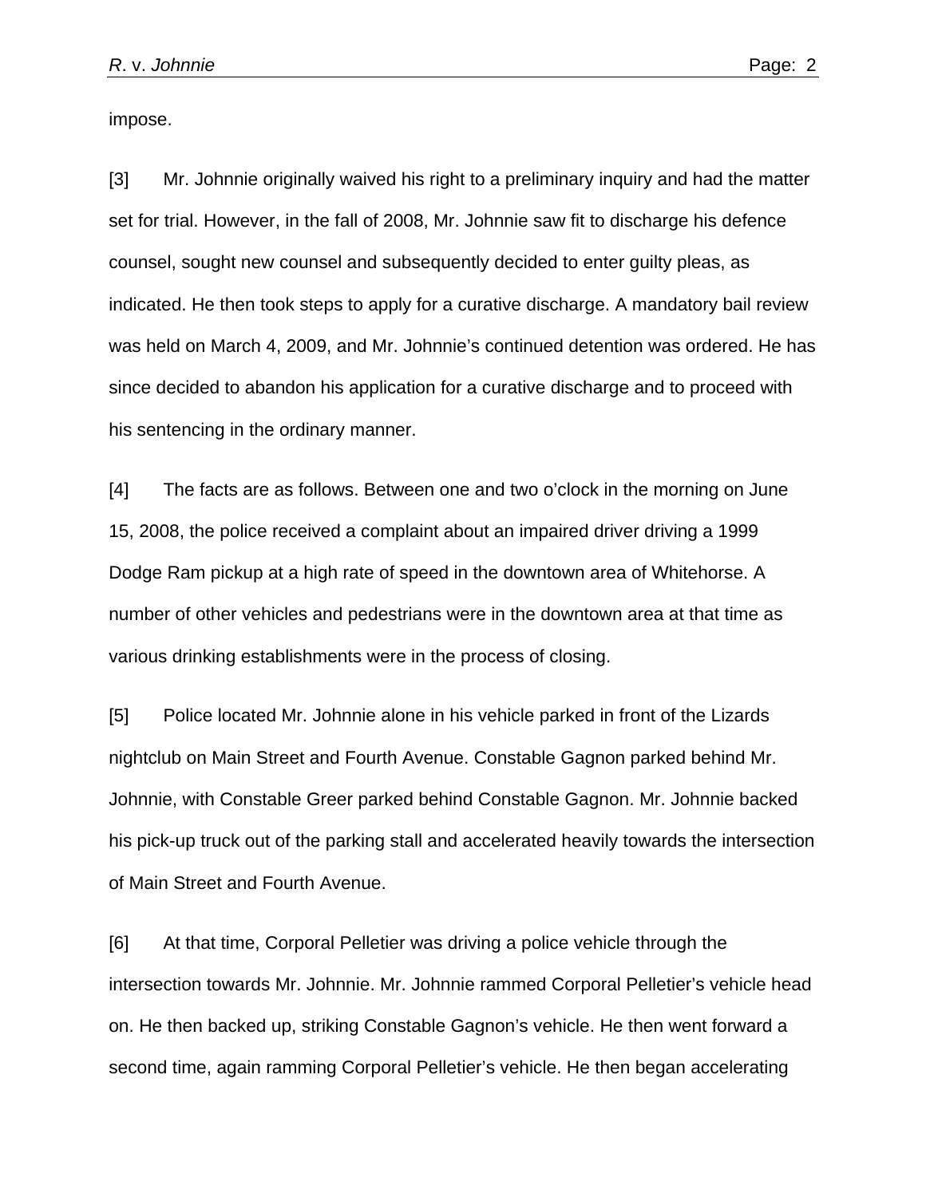impose.

[3] Mr. Johnnie originally waived his right to a preliminary inquiry and had the matter set for trial. However, in the fall of 2008, Mr. Johnnie saw fit to discharge his defence counsel, sought new counsel and subsequently decided to enter guilty pleas, as indicated. He then took steps to apply for a curative discharge. A mandatory bail review was held on March 4, 2009, and Mr. Johnnie's continued detention was ordered. He has since decided to abandon his application for a curative discharge and to proceed with his sentencing in the ordinary manner.

[4] The facts are as follows. Between one and two o'clock in the morning on June 15, 2008, the police received a complaint about an impaired driver driving a 1999 Dodge Ram pickup at a high rate of speed in the downtown area of Whitehorse. A number of other vehicles and pedestrians were in the downtown area at that time as various drinking establishments were in the process of closing.

[5] Police located Mr. Johnnie alone in his vehicle parked in front of the Lizards nightclub on Main Street and Fourth Avenue. Constable Gagnon parked behind Mr. Johnnie, with Constable Greer parked behind Constable Gagnon. Mr. Johnnie backed his pick-up truck out of the parking stall and accelerated heavily towards the intersection of Main Street and Fourth Avenue.

[6] At that time, Corporal Pelletier was driving a police vehicle through the intersection towards Mr. Johnnie. Mr. Johnnie rammed Corporal Pelletier's vehicle head on. He then backed up, striking Constable Gagnon's vehicle. He then went forward a second time, again ramming Corporal Pelletier's vehicle. He then began accelerating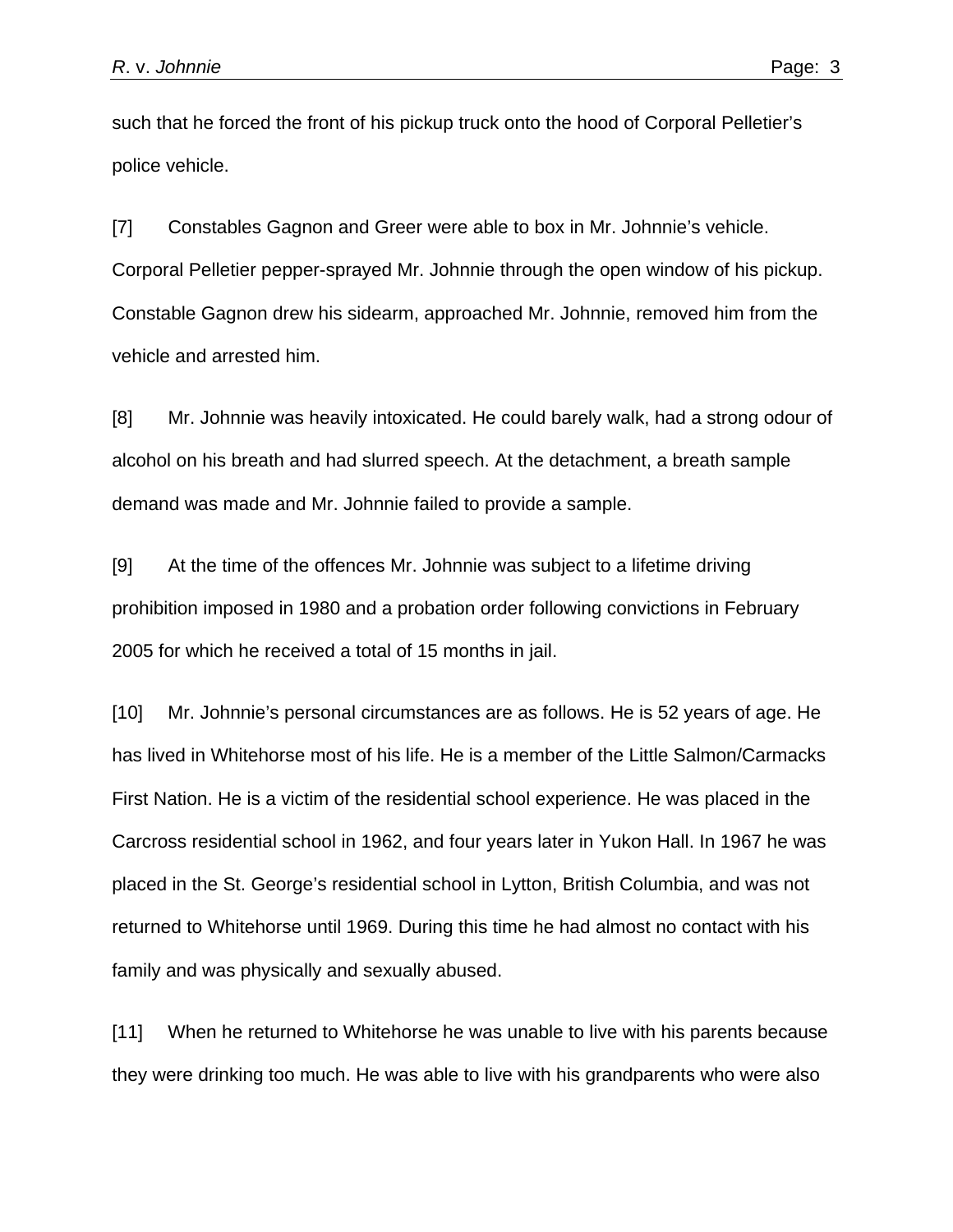such that he forced the front of his pickup truck onto the hood of Corporal Pelletier's police vehicle.

[7] Constables Gagnon and Greer were able to box in Mr. Johnnie's vehicle. Corporal Pelletier pepper-sprayed Mr. Johnnie through the open window of his pickup. Constable Gagnon drew his sidearm, approached Mr. Johnnie, removed him from the vehicle and arrested him.

[8] Mr. Johnnie was heavily intoxicated. He could barely walk, had a strong odour of alcohol on his breath and had slurred speech. At the detachment, a breath sample demand was made and Mr. Johnnie failed to provide a sample.

[9] At the time of the offences Mr. Johnnie was subject to a lifetime driving prohibition imposed in 1980 and a probation order following convictions in February 2005 for which he received a total of 15 months in jail.

[10] Mr. Johnnie's personal circumstances are as follows. He is 52 years of age. He has lived in Whitehorse most of his life. He is a member of the Little Salmon/Carmacks First Nation. He is a victim of the residential school experience. He was placed in the Carcross residential school in 1962, and four years later in Yukon Hall. In 1967 he was placed in the St. George's residential school in Lytton, British Columbia, and was not returned to Whitehorse until 1969. During this time he had almost no contact with his family and was physically and sexually abused.

[11] When he returned to Whitehorse he was unable to live with his parents because they were drinking too much. He was able to live with his grandparents who were also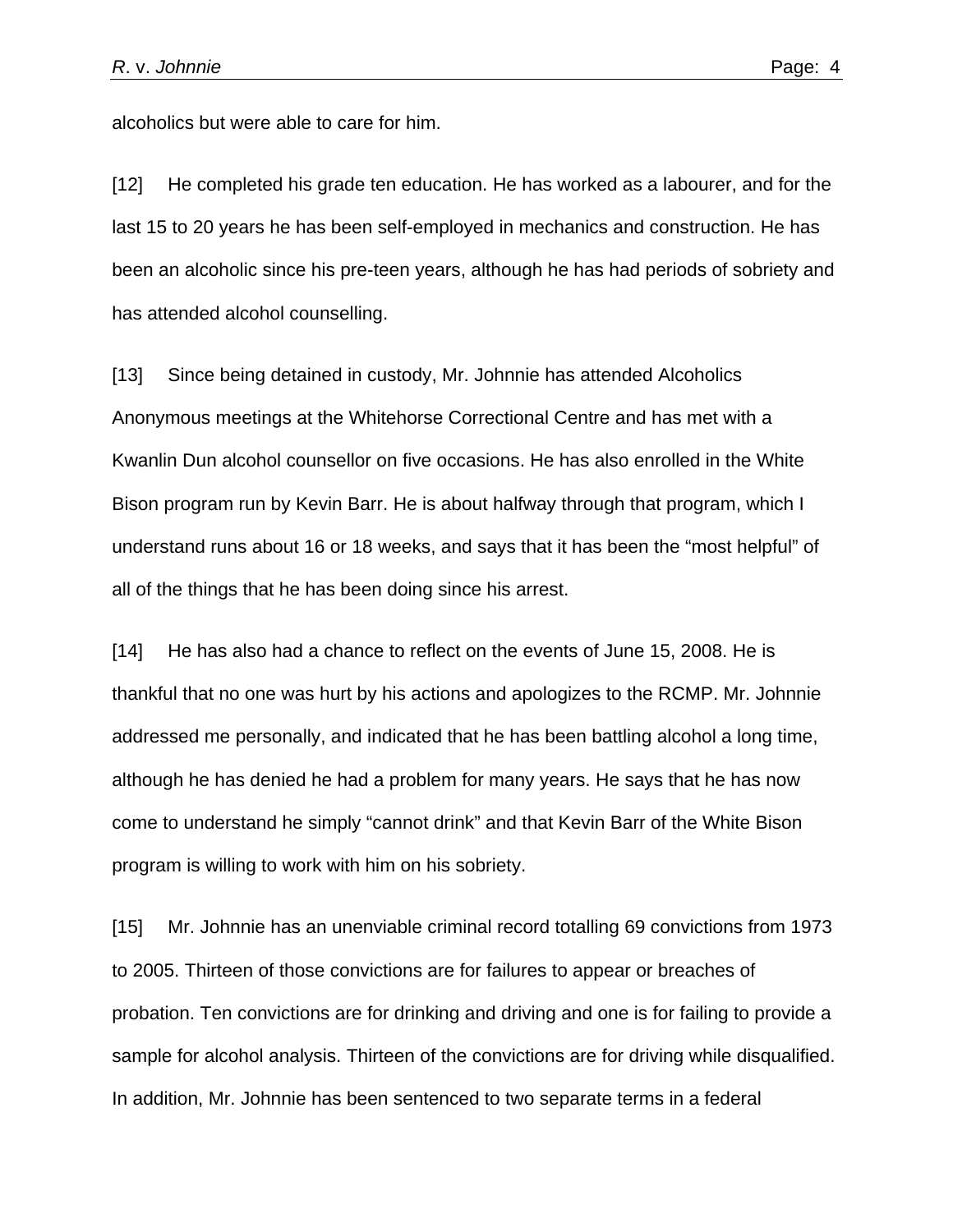alcoholics but were able to care for him.

[12] He completed his grade ten education. He has worked as a labourer, and for the last 15 to 20 years he has been self-employed in mechanics and construction. He has been an alcoholic since his pre-teen years, although he has had periods of sobriety and has attended alcohol counselling.

[13] Since being detained in custody, Mr. Johnnie has attended Alcoholics Anonymous meetings at the Whitehorse Correctional Centre and has met with a Kwanlin Dun alcohol counsellor on five occasions. He has also enrolled in the White Bison program run by Kevin Barr. He is about halfway through that program, which I understand runs about 16 or 18 weeks, and says that it has been the "most helpful" of all of the things that he has been doing since his arrest.

[14] He has also had a chance to reflect on the events of June 15, 2008. He is thankful that no one was hurt by his actions and apologizes to the RCMP. Mr. Johnnie addressed me personally, and indicated that he has been battling alcohol a long time, although he has denied he had a problem for many years. He says that he has now come to understand he simply "cannot drink" and that Kevin Barr of the White Bison program is willing to work with him on his sobriety.

[15] Mr. Johnnie has an unenviable criminal record totalling 69 convictions from 1973 to 2005. Thirteen of those convictions are for failures to appear or breaches of probation. Ten convictions are for drinking and driving and one is for failing to provide a sample for alcohol analysis. Thirteen of the convictions are for driving while disqualified. In addition, Mr. Johnnie has been sentenced to two separate terms in a federal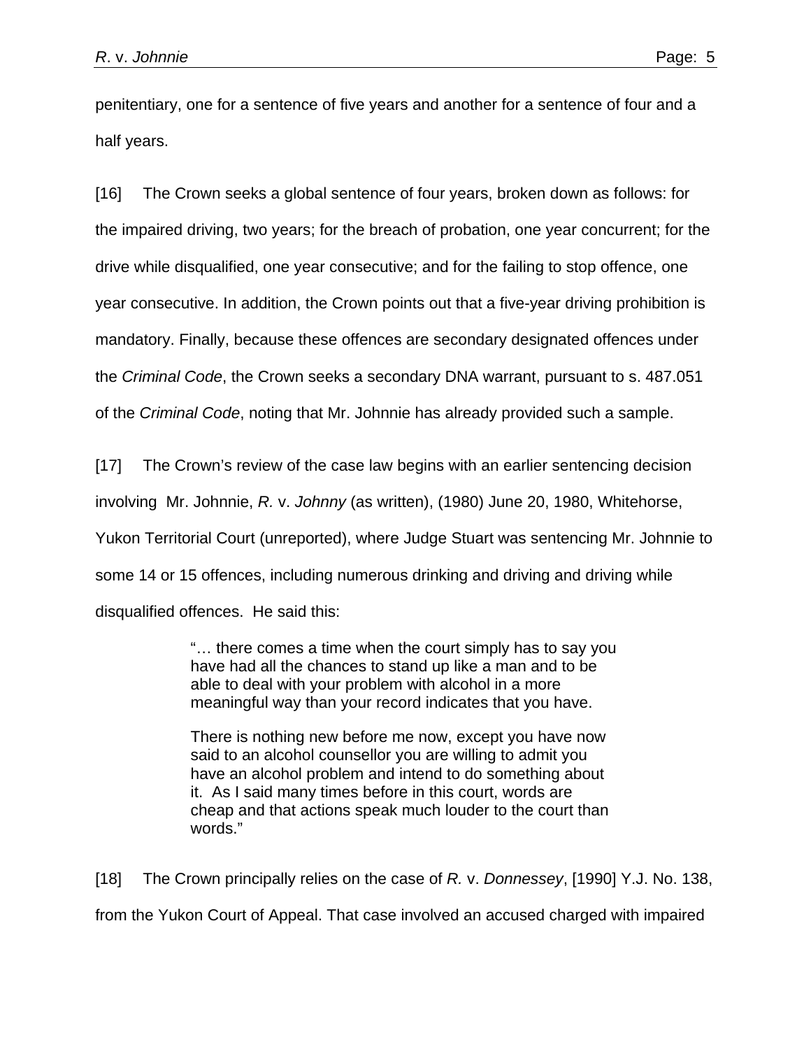penitentiary, one for a sentence of five years and another for a sentence of four and a half years.

[16] The Crown seeks a global sentence of four years, broken down as follows: for the impaired driving, two years; for the breach of probation, one year concurrent; for the drive while disqualified, one year consecutive; and for the failing to stop offence, one year consecutive. In addition, the Crown points out that a five-year driving prohibition is mandatory. Finally, because these offences are secondary designated offences under the *Criminal Code*, the Crown seeks a secondary DNA warrant, pursuant to s. 487.051 of the *Criminal Code*, noting that Mr. Johnnie has already provided such a sample.

[17] The Crown's review of the case law begins with an earlier sentencing decision involving Mr. Johnnie, *R.* v. *Johnny* (as written), (1980) June 20, 1980, Whitehorse, Yukon Territorial Court (unreported), where Judge Stuart was sentencing Mr. Johnnie to some 14 or 15 offences, including numerous drinking and driving and driving while disqualified offences. He said this:

> "… there comes a time when the court simply has to say you have had all the chances to stand up like a man and to be able to deal with your problem with alcohol in a more meaningful way than your record indicates that you have.
>
> There is nothing new before me now, except you have now said to an alcohol counsellor you are willing to admit you have an alcohol problem and intend to do something about it. As I said many times before in this court, words are cheap and that actions speak much louder to the court than words."

[18] The Crown principally relies on the case of *R.* v. *Donnessey*, [1990] Y.J. No. 138, from the Yukon Court of Appeal. That case involved an accused charged with impaired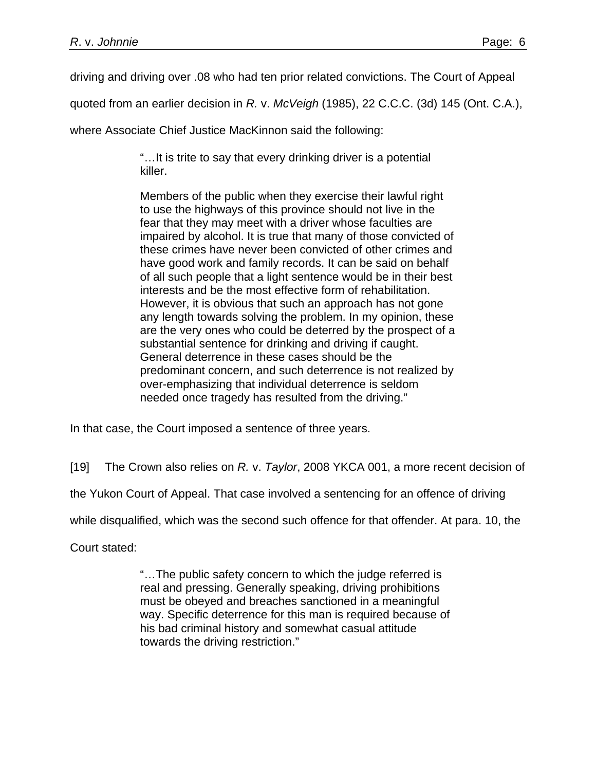driving and driving over .08 who had ten prior related convictions. The Court of Appeal quoted from an earlier decision in *R.* v. *McVeigh* (1985), 22 C.C.C. (3d) 145 (Ont. C.A.), where Associate Chief Justice MacKinnon said the following:

> "…It is trite to say that every drinking driver is a potential killer.
>
> Members of the public when they exercise their lawful right to use the highways of this province should not live in the fear that they may meet with a driver whose faculties are impaired by alcohol. It is true that many of those convicted of these crimes have never been convicted of other crimes and have good work and family records. It can be said on behalf of all such people that a light sentence would be in their best interests and be the most effective form of rehabilitation. However, it is obvious that such an approach has not gone any length towards solving the problem. In my opinion, these are the very ones who could be deterred by the prospect of a substantial sentence for drinking and driving if caught. General deterrence in these cases should be the predominant concern, and such deterrence is not realized by over-emphasizing that individual deterrence is seldom needed once tragedy has resulted from the driving."

In that case, the Court imposed a sentence of three years.

[19] The Crown also relies on *R.* v. *Taylor*, 2008 YKCA 001, a more recent decision of the Yukon Court of Appeal. That case involved a sentencing for an offence of driving while disqualified, which was the second such offence for that offender. At para. 10, the Court stated:

> "…The public safety concern to which the judge referred is real and pressing. Generally speaking, driving prohibitions must be obeyed and breaches sanctioned in a meaningful way. Specific deterrence for this man is required because of his bad criminal history and somewhat casual attitude towards the driving restriction."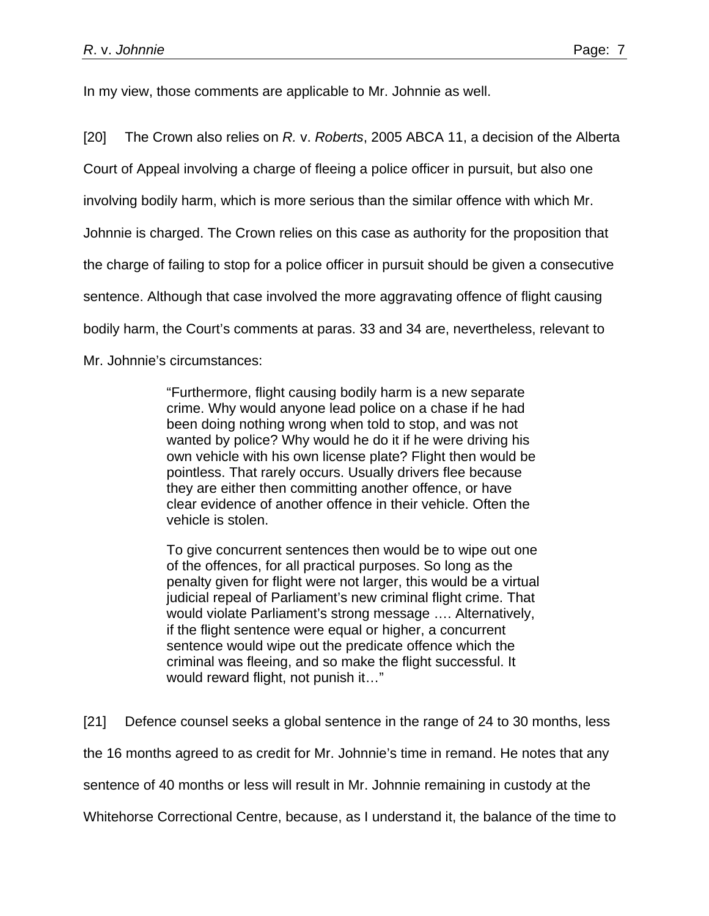In my view, those comments are applicable to Mr. Johnnie as well.

[20] The Crown also relies on *R.* v. *Roberts*, 2005 ABCA 11, a decision of the Alberta Court of Appeal involving a charge of fleeing a police officer in pursuit, but also one involving bodily harm, which is more serious than the similar offence with which Mr. Johnnie is charged. The Crown relies on this case as authority for the proposition that the charge of failing to stop for a police officer in pursuit should be given a consecutive sentence. Although that case involved the more aggravating offence of flight causing bodily harm, the Court's comments at paras. 33 and 34 are, nevertheless, relevant to Mr. Johnnie's circumstances:

> "Furthermore, flight causing bodily harm is a new separate crime. Why would anyone lead police on a chase if he had been doing nothing wrong when told to stop, and was not wanted by police? Why would he do it if he were driving his own vehicle with his own license plate? Flight then would be pointless. That rarely occurs. Usually drivers flee because they are either then committing another offence, or have clear evidence of another offence in their vehicle. Often the vehicle is stolen.
>
> To give concurrent sentences then would be to wipe out one of the offences, for all practical purposes. So long as the penalty given for flight were not larger, this would be a virtual judicial repeal of Parliament's new criminal flight crime. That would violate Parliament's strong message …. Alternatively, if the flight sentence were equal or higher, a concurrent sentence would wipe out the predicate offence which the criminal was fleeing, and so make the flight successful. It would reward flight, not punish it…"

[21] Defence counsel seeks a global sentence in the range of 24 to 30 months, less the 16 months agreed to as credit for Mr. Johnnie's time in remand. He notes that any sentence of 40 months or less will result in Mr. Johnnie remaining in custody at the Whitehorse Correctional Centre, because, as I understand it, the balance of the time to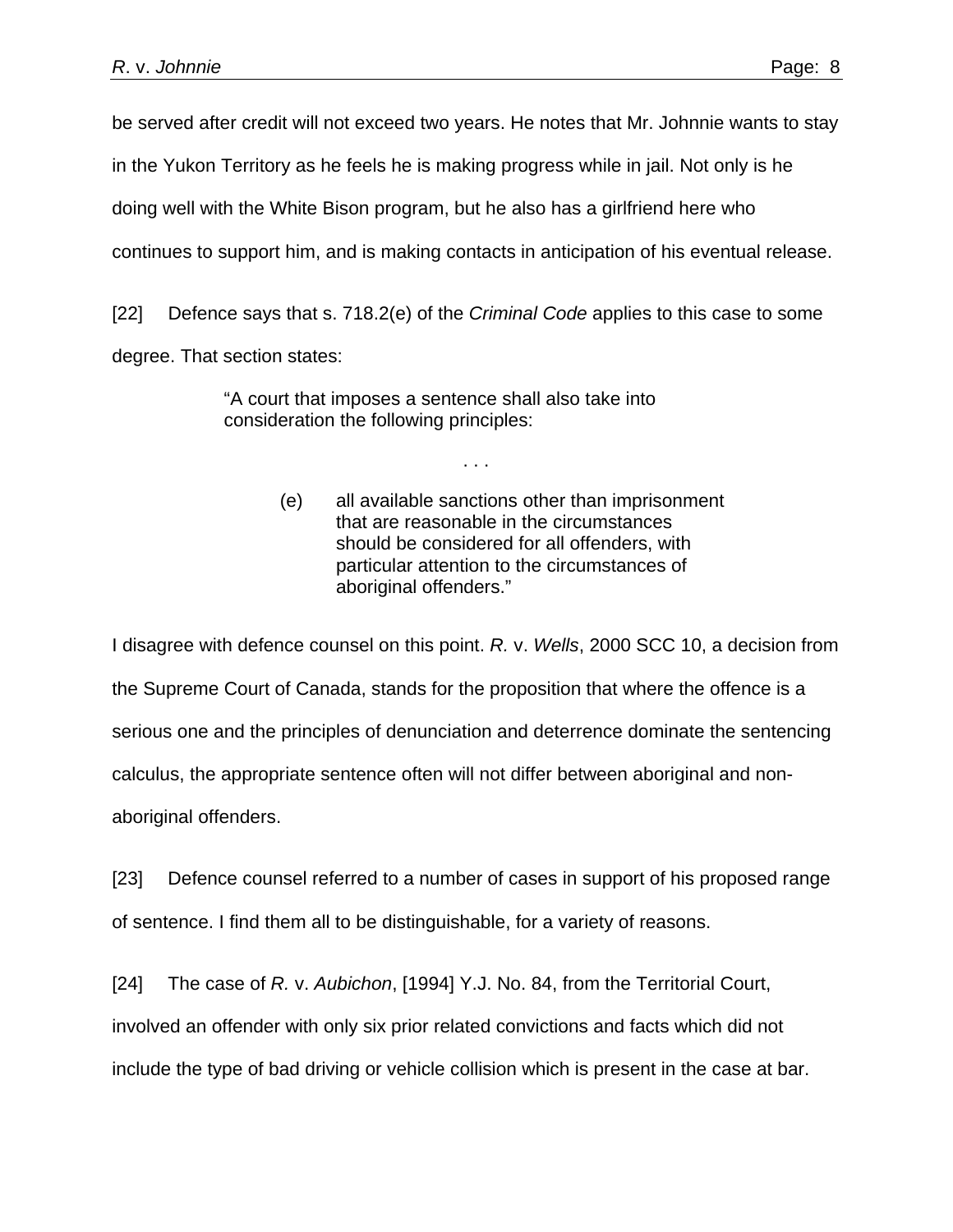be served after credit will not exceed two years. He notes that Mr. Johnnie wants to stay in the Yukon Territory as he feels he is making progress while in jail. Not only is he doing well with the White Bison program, but he also has a girlfriend here who continues to support him, and is making contacts in anticipation of his eventual release.

[22] Defence says that s. 718.2(e) of the *Criminal Code* applies to this case to some degree. That section states:

> "A court that imposes a sentence shall also take into consideration the following principles:
>
> . . .
>
> (e) all available sanctions other than imprisonment that are reasonable in the circumstances should be considered for all offenders, with particular attention to the circumstances of aboriginal offenders."

I disagree with defence counsel on this point. *R.* v. *Wells*, 2000 SCC 10, a decision from the Supreme Court of Canada, stands for the proposition that where the offence is a serious one and the principles of denunciation and deterrence dominate the sentencing calculus, the appropriate sentence often will not differ between aboriginal and non-aboriginal offenders.

[23] Defence counsel referred to a number of cases in support of his proposed range of sentence. I find them all to be distinguishable, for a variety of reasons.

[24] The case of *R.* v. *Aubichon*, [1994] Y.J. No. 84, from the Territorial Court, involved an offender with only six prior related convictions and facts which did not include the type of bad driving or vehicle collision which is present in the case at bar.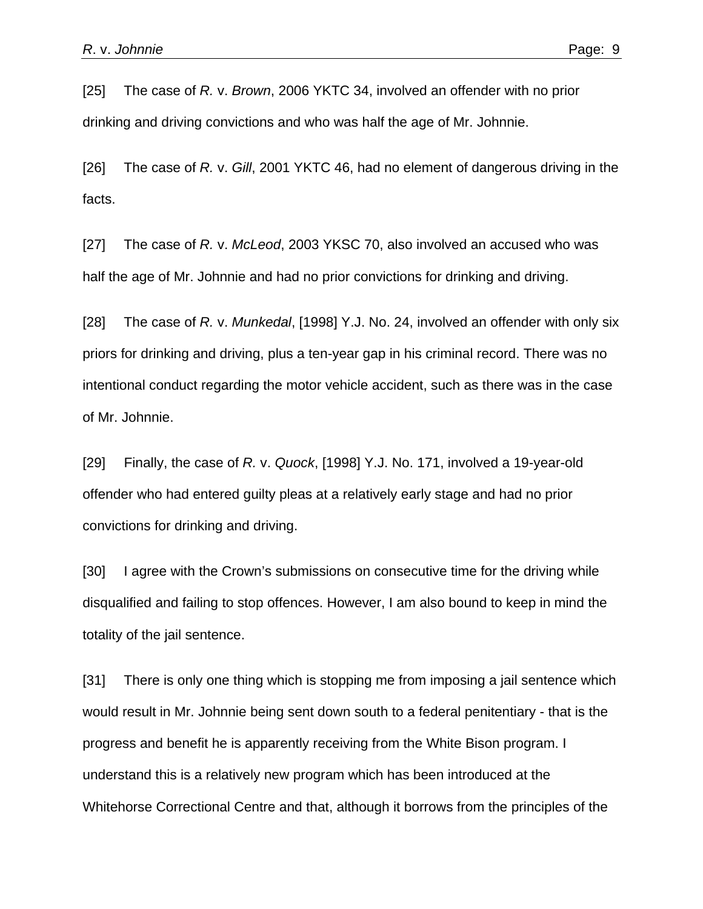[25] The case of *R.* v. *Brown*, 2006 YKTC 34, involved an offender with no prior drinking and driving convictions and who was half the age of Mr. Johnnie.

[26] The case of *R.* v. *Gill*, 2001 YKTC 46, had no element of dangerous driving in the facts.

[27] The case of *R.* v. *McLeod*, 2003 YKSC 70, also involved an accused who was half the age of Mr. Johnnie and had no prior convictions for drinking and driving.

[28] The case of *R.* v. *Munkedal*, [1998] Y.J. No. 24, involved an offender with only six priors for drinking and driving, plus a ten-year gap in his criminal record. There was no intentional conduct regarding the motor vehicle accident, such as there was in the case of Mr. Johnnie.

[29] Finally, the case of *R.* v. *Quock*, [1998] Y.J. No. 171, involved a 19-year-old offender who had entered guilty pleas at a relatively early stage and had no prior convictions for drinking and driving.

[30] I agree with the Crown's submissions on consecutive time for the driving while disqualified and failing to stop offences. However, I am also bound to keep in mind the totality of the jail sentence.

[31] There is only one thing which is stopping me from imposing a jail sentence which would result in Mr. Johnnie being sent down south to a federal penitentiary - that is the progress and benefit he is apparently receiving from the White Bison program. I understand this is a relatively new program which has been introduced at the Whitehorse Correctional Centre and that, although it borrows from the principles of the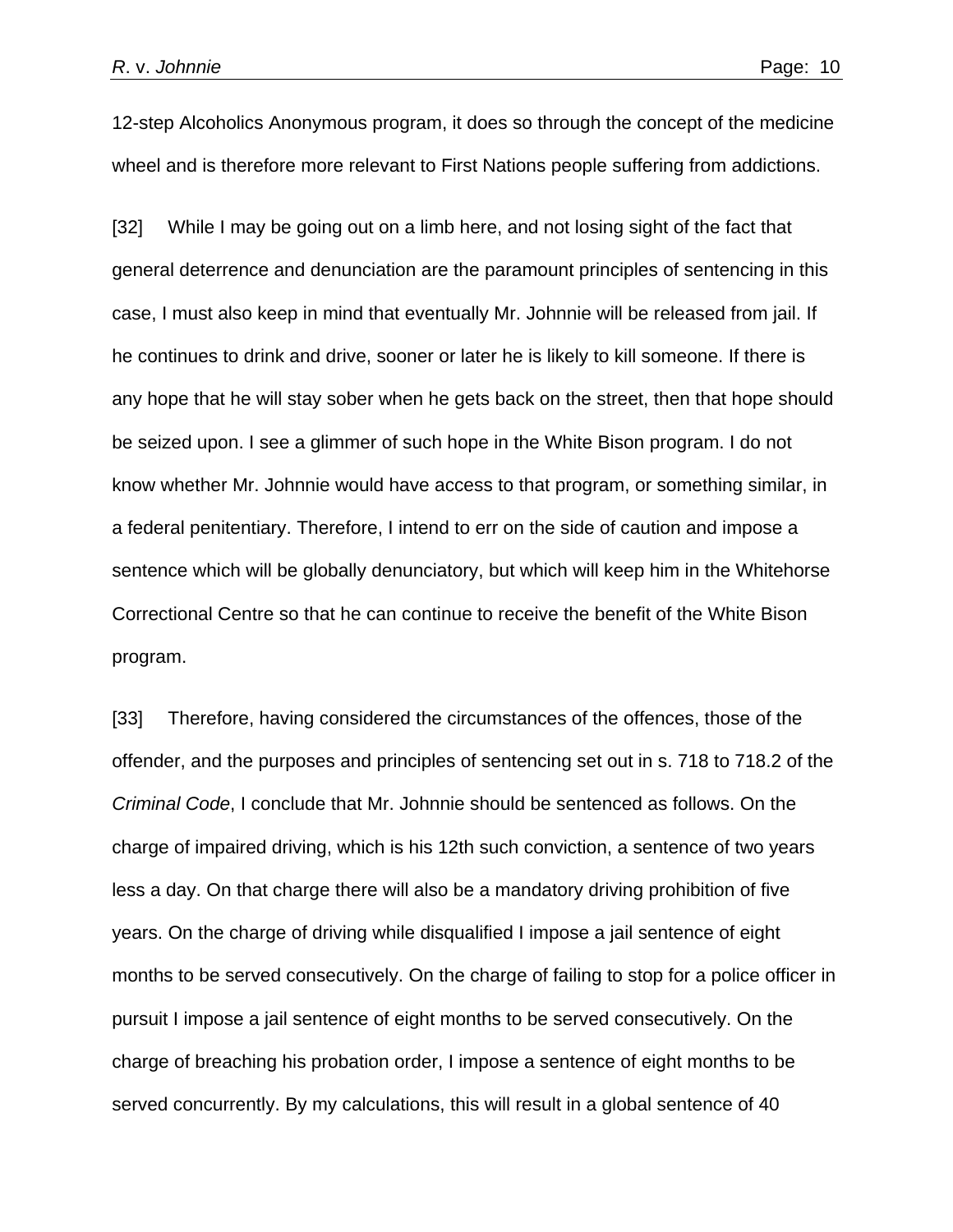12-step Alcoholics Anonymous program, it does so through the concept of the medicine wheel and is therefore more relevant to First Nations people suffering from addictions.

[32] While I may be going out on a limb here, and not losing sight of the fact that general deterrence and denunciation are the paramount principles of sentencing in this case, I must also keep in mind that eventually Mr. Johnnie will be released from jail. If he continues to drink and drive, sooner or later he is likely to kill someone. If there is any hope that he will stay sober when he gets back on the street, then that hope should be seized upon. I see a glimmer of such hope in the White Bison program. I do not know whether Mr. Johnnie would have access to that program, or something similar, in a federal penitentiary. Therefore, I intend to err on the side of caution and impose a sentence which will be globally denunciatory, but which will keep him in the Whitehorse Correctional Centre so that he can continue to receive the benefit of the White Bison program.

[33] Therefore, having considered the circumstances of the offences, those of the offender, and the purposes and principles of sentencing set out in s. 718 to 718.2 of the *Criminal Code*, I conclude that Mr. Johnnie should be sentenced as follows. On the charge of impaired driving, which is his 12th such conviction, a sentence of two years less a day. On that charge there will also be a mandatory driving prohibition of five years. On the charge of driving while disqualified I impose a jail sentence of eight months to be served consecutively. On the charge of failing to stop for a police officer in pursuit I impose a jail sentence of eight months to be served consecutively. On the charge of breaching his probation order, I impose a sentence of eight months to be served concurrently. By my calculations, this will result in a global sentence of 40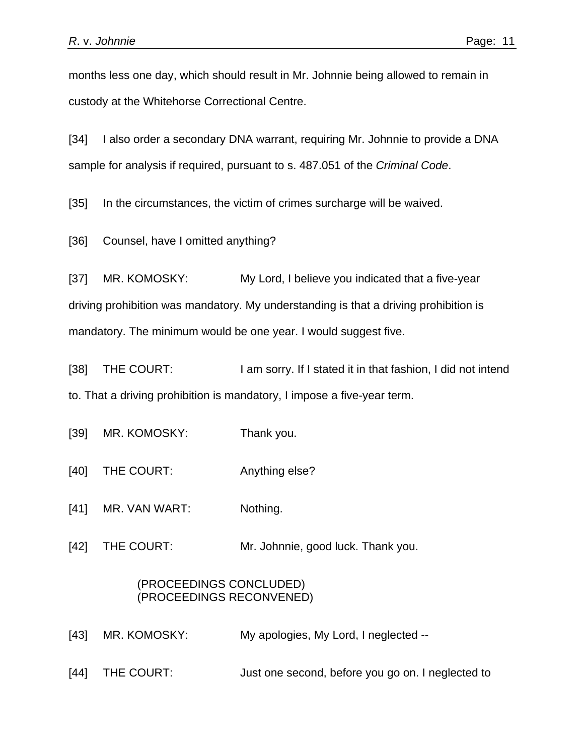months less one day, which should result in Mr. Johnnie being allowed to remain in custody at the Whitehorse Correctional Centre.

[34] I also order a secondary DNA warrant, requiring Mr. Johnnie to provide a DNA sample for analysis if required, pursuant to s. 487.051 of the *Criminal Code*.

[35] In the circumstances, the victim of crimes surcharge will be waived.

[36] Counsel, have I omitted anything?

[37] MR. KOMOSKY: My Lord, I believe you indicated that a five-year driving prohibition was mandatory. My understanding is that a driving prohibition is mandatory. The minimum would be one year. I would suggest five.

[38] THE COURT: I am sorry. If I stated it in that fashion, I did not intend to. That a driving prohibition is mandatory, I impose a five-year term.

[39] MR. KOMOSKY: Thank you.

[40] THE COURT: Anything else?

[41] MR. VAN WART: Nothing.

[42] THE COURT: Mr. Johnnie, good luck. Thank you.

(PROCEEDINGS CONCLUDED)
(PROCEEDINGS RECONVENED)

[43] MR. KOMOSKY: My apologies, My Lord, I neglected --

[44] THE COURT: Just one second, before you go on. I neglected to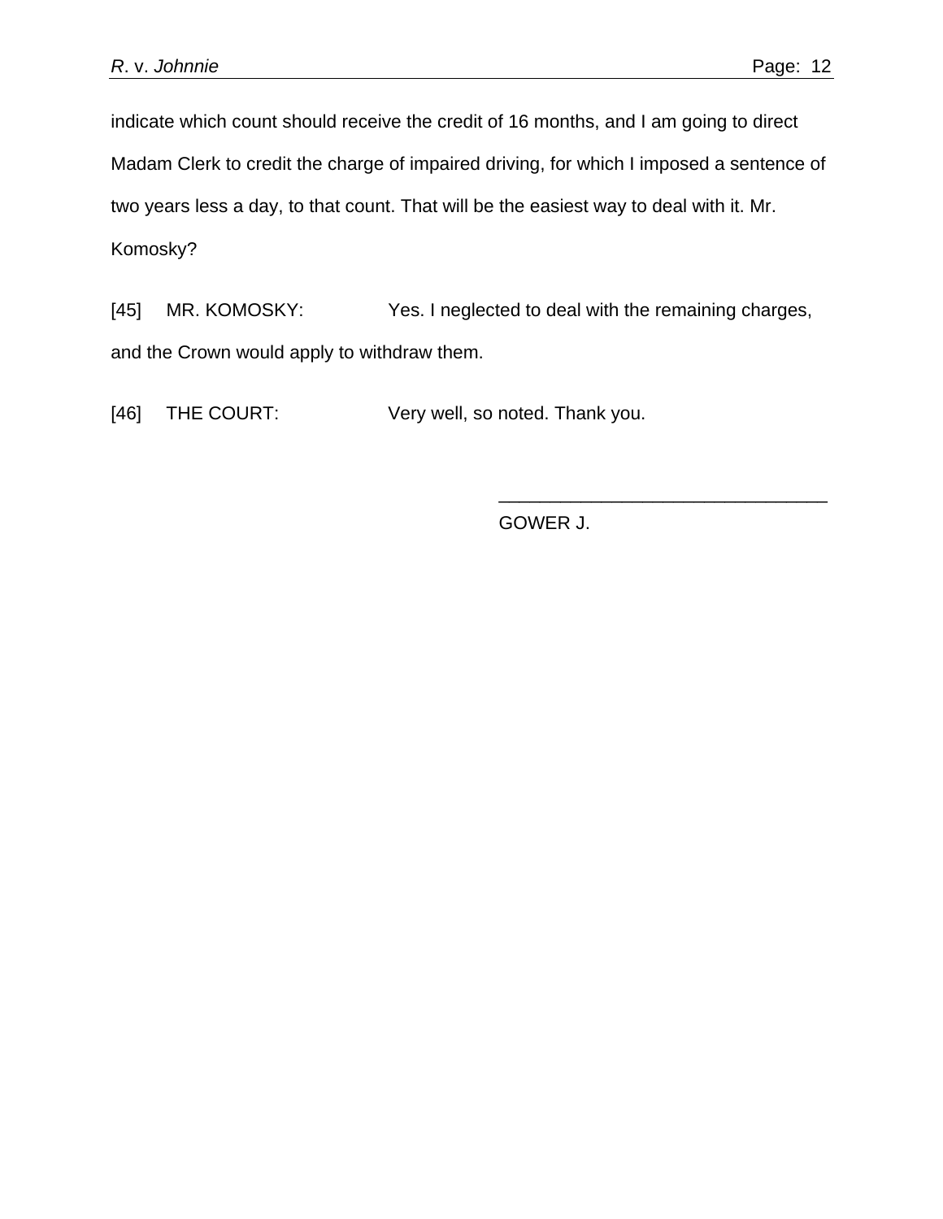indicate which count should receive the credit of 16 months, and I am going to direct Madam Clerk to credit the charge of impaired driving, for which I imposed a sentence of two years less a day, to that count. That will be the easiest way to deal with it. Mr. Komosky?

[45] MR. KOMOSKY: Yes. I neglected to deal with the remaining charges, and the Crown would apply to withdraw them.

[46] THE COURT: Very well, so noted. Thank you.

\_\_\_\_\_\_\_\_\_\_\_\_\_\_\_\_\_\_\_\_\_\_\_\_\_\_\_\_\_\_\_\_

GOWER J.